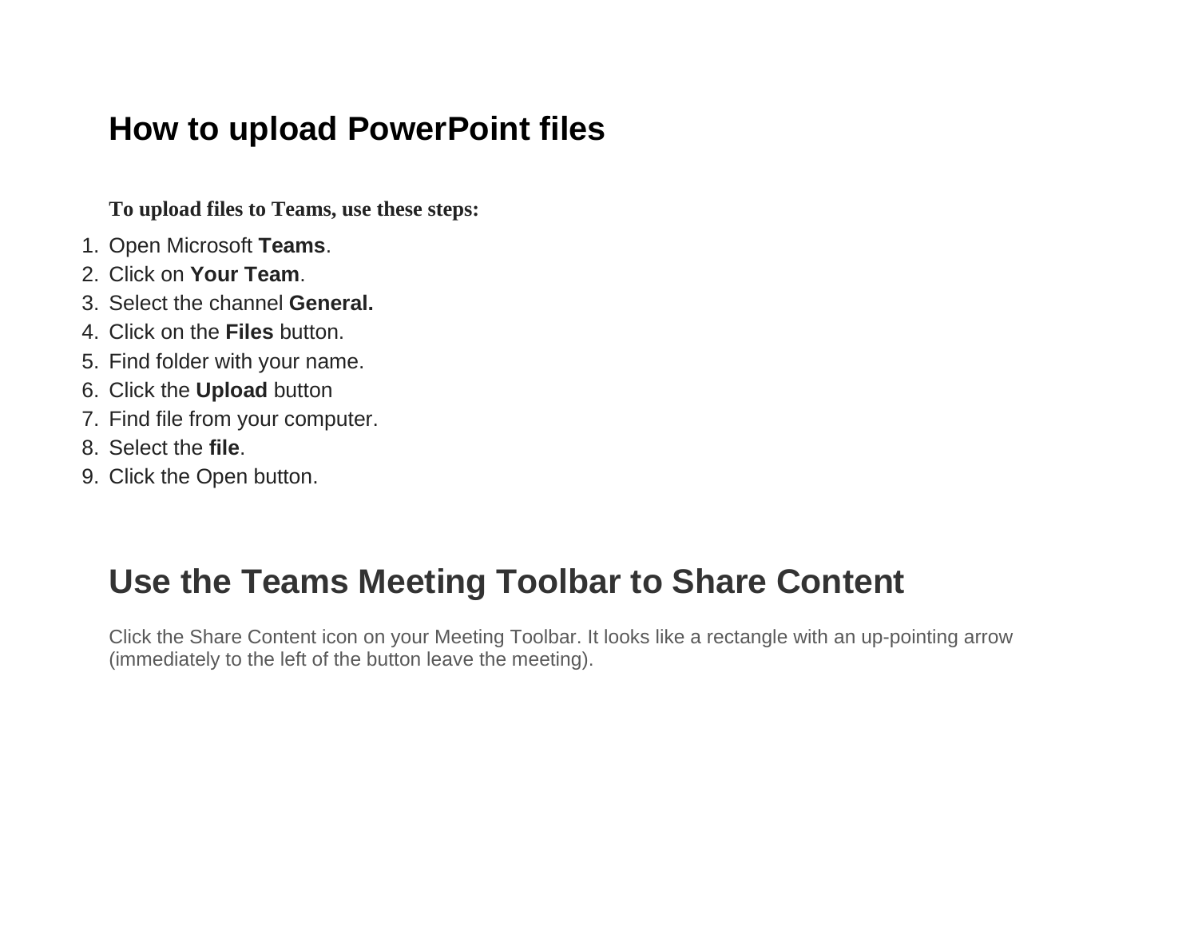# How to upload PowerPoint files

**To upload files to Teams, use these steps:**

1. Open Microsoft **Teams**.
2. Click on **Your Team**.
3. Select the channel **General.**
4. Click on the **Files** button.
5. Find folder with your name.
6. Click the **Upload** button
7. Find file from your computer.
8. Select the **file**.
9. Click the Open button.

# Use the Teams Meeting Toolbar to Share Content

Click the Share Content icon on your Meeting Toolbar. It looks like a rectangle with an up-pointing arrow (immediately to the left of the button leave the meeting).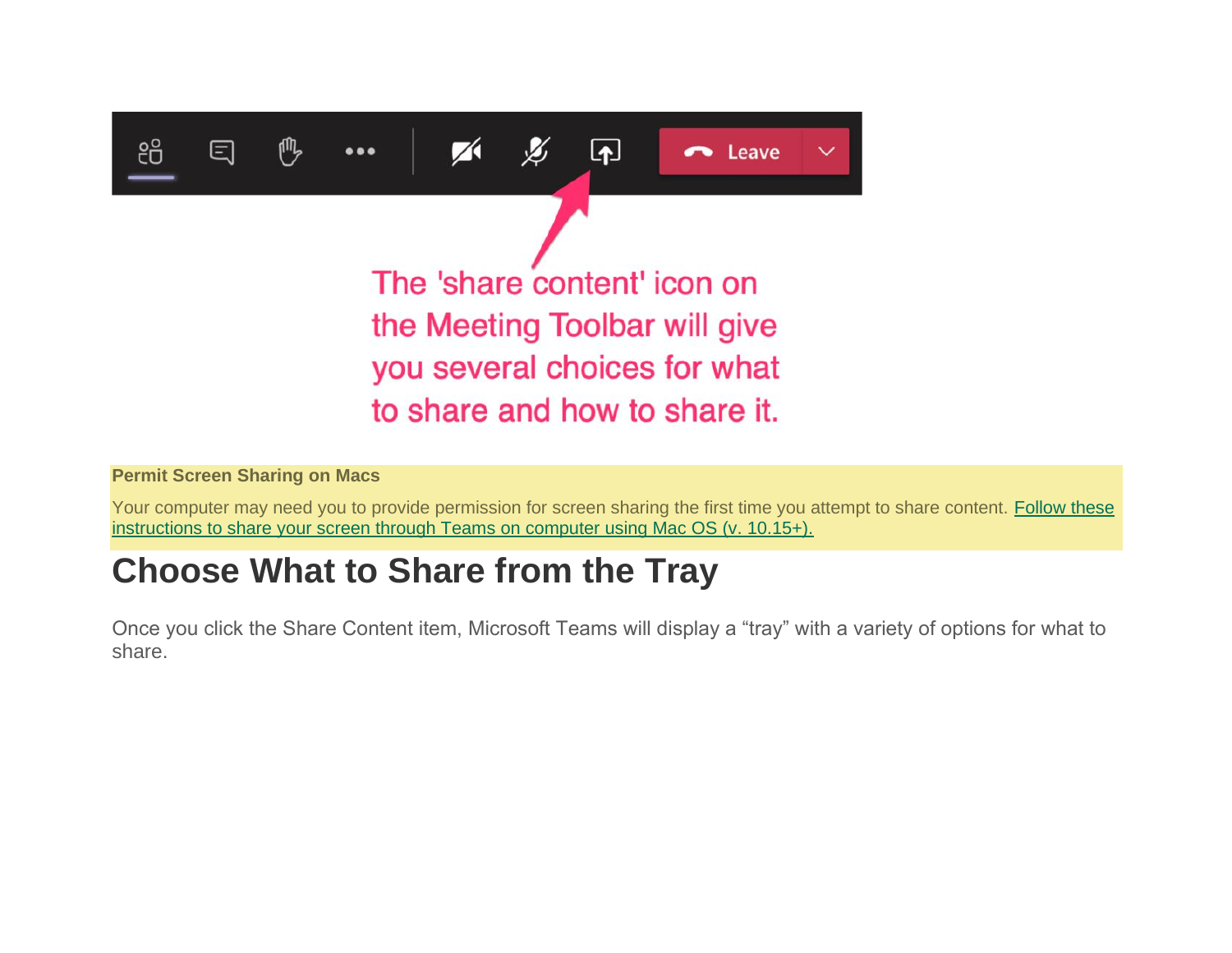**Permit Screen Sharing on Macs**

Your computer may need you to provide permission for screen sharing the first time you attempt to share content. [Follow these instructions to share your screen through Teams on computer using Mac OS (v. 10.15+).]

## Choose What to Share from the Tray

Once you click the Share Content item, Microsoft Teams will display a “tray” with a variety of options for what to share.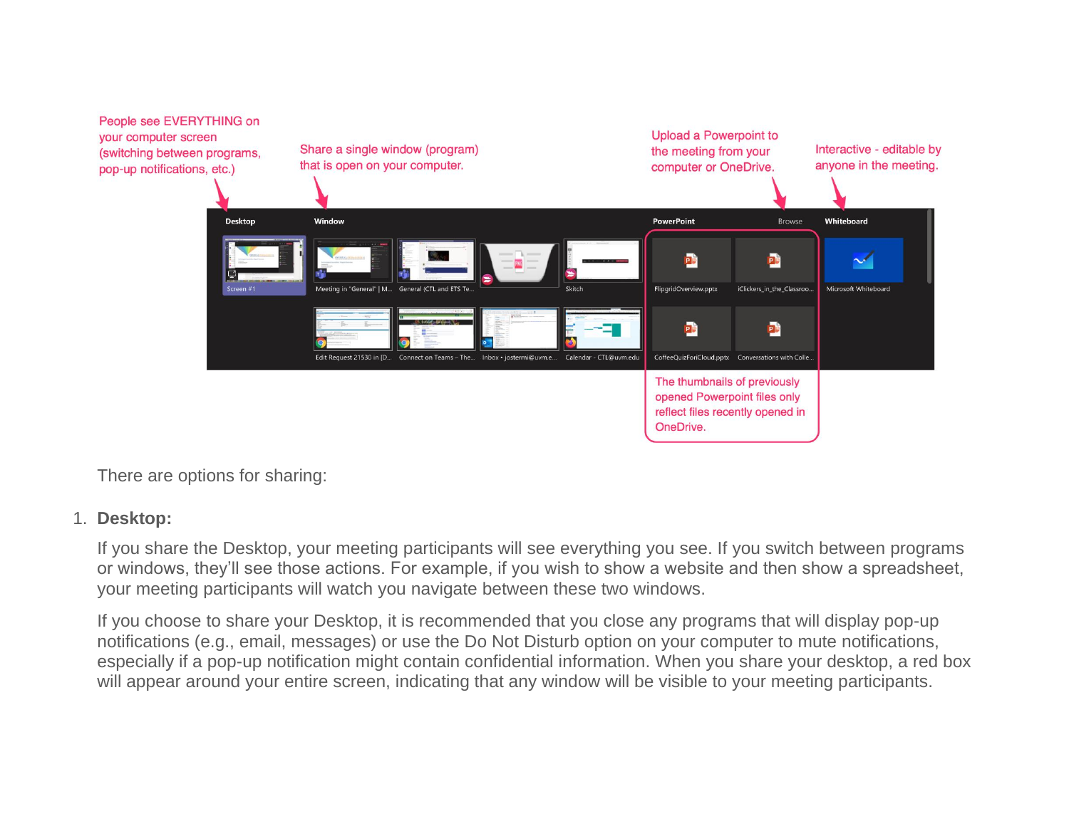People see EVERYTHING on your computer screen (switching between programs, pop-up notifications, etc.)

Share a single window (program) that is open on your computer.

Upload a Powerpoint to the meeting from your computer or OneDrive.

Interactive - editable by anyone in the meeting.

The thumbnails of previously opened Powerpoint files only reflect files recently opened in OneDrive.

There are options for sharing:

1. **Desktop:**

   If you share the Desktop, your meeting participants will see everything you see. If you switch between programs or windows, they'll see those actions. For example, if you wish to show a website and then show a spreadsheet, your meeting participants will watch you navigate between these two windows.

   If you choose to share your Desktop, it is recommended that you close any programs that will display pop-up notifications (e.g., email, messages) or use the Do Not Disturb option on your computer to mute notifications, especially if a pop-up notification might contain confidential information. When you share your desktop, a red box will appear around your entire screen, indicating that any window will be visible to your meeting participants.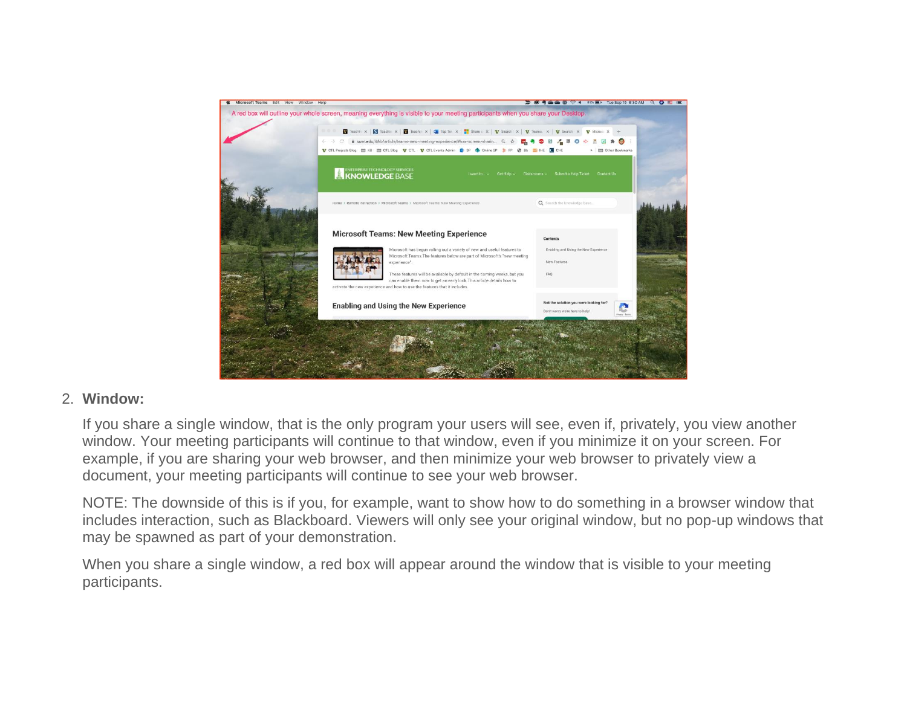2. **Window:**

   If you share a single window, that is the only program your users will see, even if, privately, you view another window. Your meeting participants will continue to that window, even if you minimize it on your screen. For example, if you are sharing your web browser, and then minimize your web browser to privately view a document, your meeting participants will continue to see your web browser.

   NOTE: The downside of this is if you, for example, want to show how to do something in a browser window that includes interaction, such as Blackboard. Viewers will only see your original window, but no pop-up windows that may be spawned as part of your demonstration.

   When you share a single window, a red box will appear around the window that is visible to your meeting participants.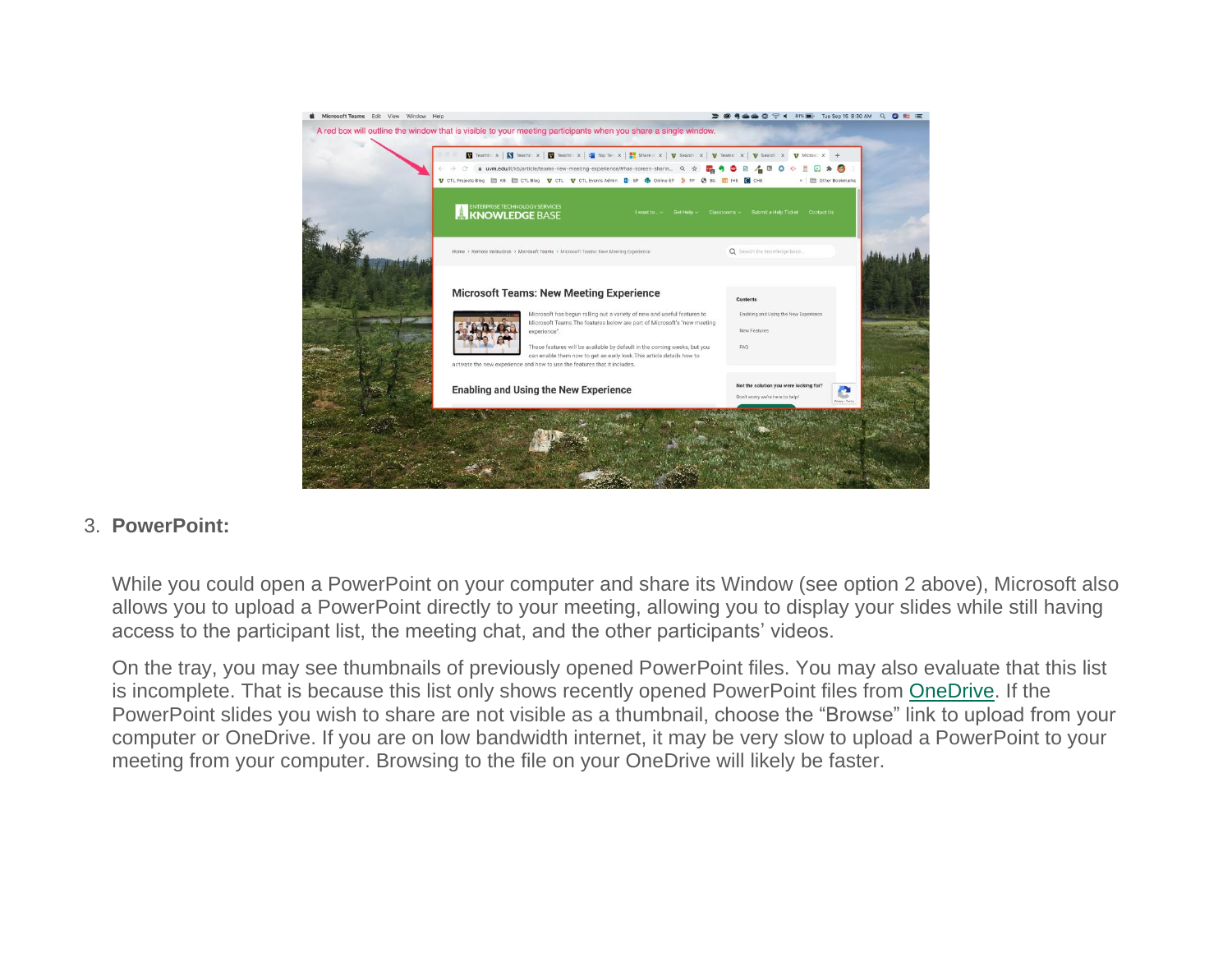3. **PowerPoint:**

   While you could open a PowerPoint on your computer and share its Window (see option 2 above), Microsoft also allows you to upload a PowerPoint directly to your meeting, allowing you to display your slides while still having access to the participant list, the meeting chat, and the other participants' videos.

   On the tray, you may see thumbnails of previously opened PowerPoint files. You may also evaluate that this list is incomplete. That is because this list only shows recently opened PowerPoint files from OneDrive. If the PowerPoint slides you wish to share are not visible as a thumbnail, choose the "Browse" link to upload from your computer or OneDrive. If you are on low bandwidth internet, it may be very slow to upload a PowerPoint to your meeting from your computer. Browsing to the file on your OneDrive will likely be faster.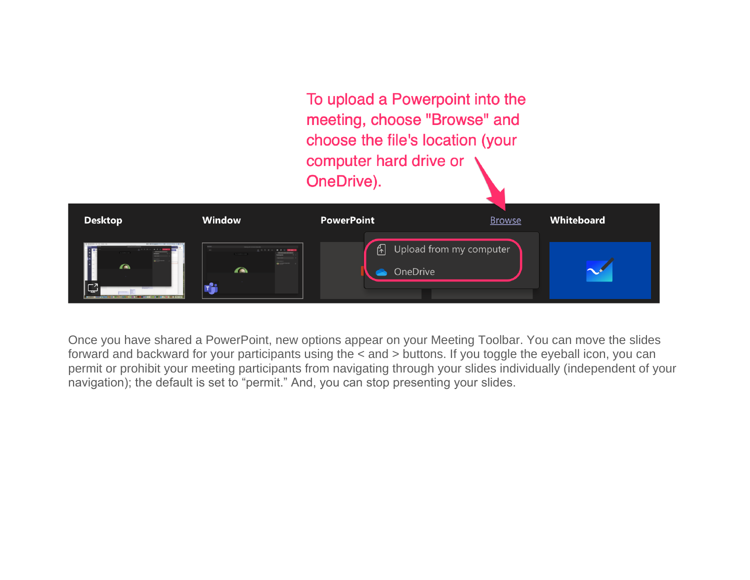To upload a Powerpoint into the meeting, choose "Browse" and choose the file's location (your computer hard drive or OneDrive).

Desktop | Window | PowerPoint | Browse | Whiteboard

Upload from my computer

OneDrive

Once you have shared a PowerPoint, new options appear on your Meeting Toolbar. You can move the slides forward and backward for your participants using the < and > buttons. If you toggle the eyeball icon, you can permit or prohibit your meeting participants from navigating through your slides individually (independent of your navigation); the default is set to "permit." And, you can stop presenting your slides.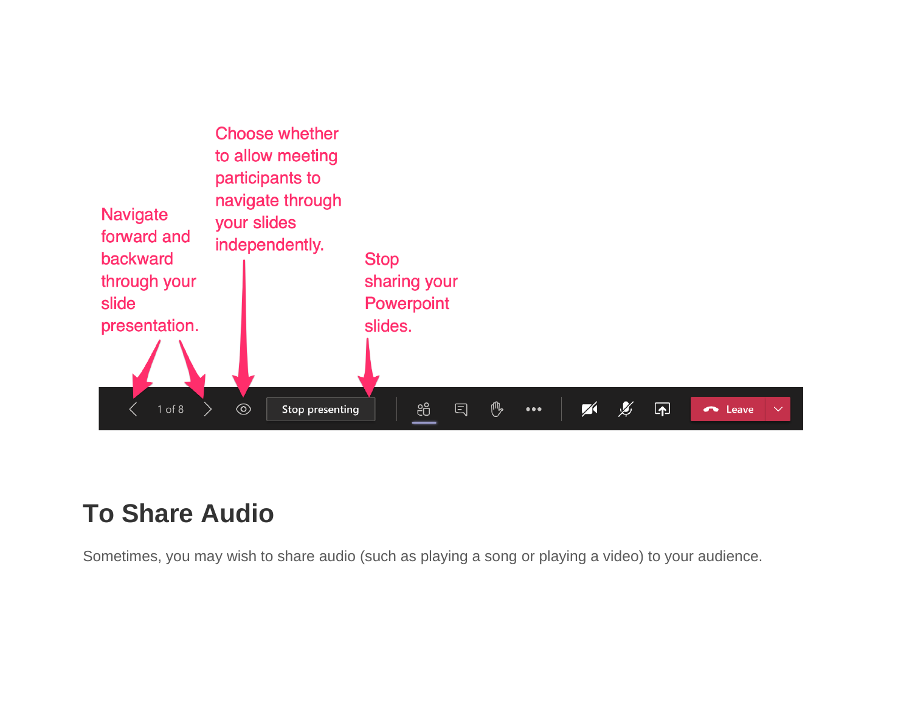Navigate forward and backward through your slide presentation.

Choose whether to allow meeting participants to navigate through your slides independently.

Stop sharing your Powerpoint slides.

## To Share Audio

Sometimes, you may wish to share audio (such as playing a song or playing a video) to your audience.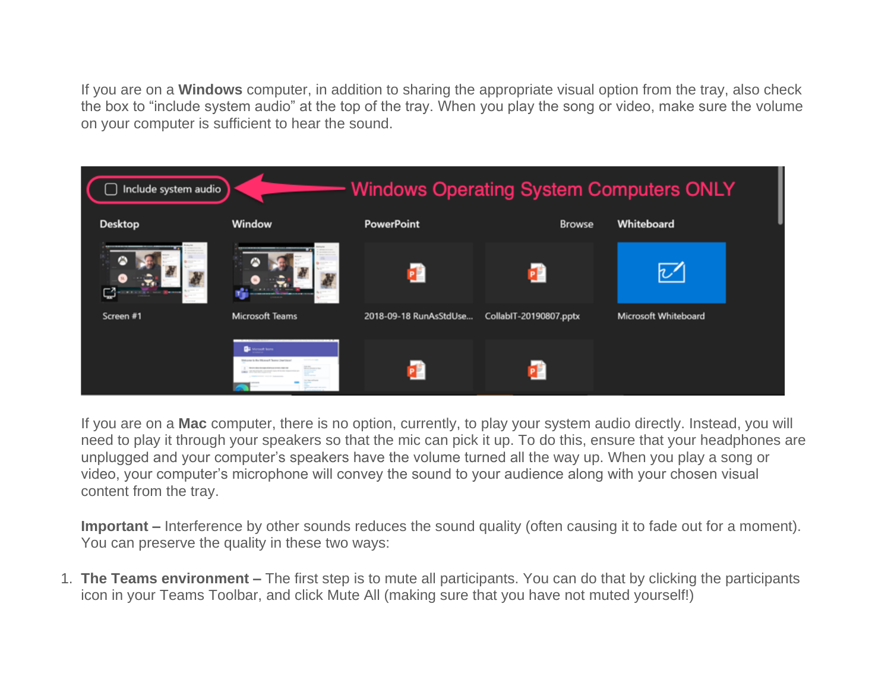If you are on a **Windows** computer, in addition to sharing the appropriate visual option from the tray, also check the box to "include system audio" at the top of the tray. When you play the song or video, make sure the volume on your computer is sufficient to hear the sound.

If you are on a **Mac** computer, there is no option, currently, to play your system audio directly. Instead, you will need to play it through your speakers so that the mic can pick it up. To do this, ensure that your headphones are unplugged and your computer's speakers have the volume turned all the way up. When you play a song or video, your computer's microphone will convey the sound to your audience along with your chosen visual content from the tray.

**Important –** Interference by other sounds reduces the sound quality (often causing it to fade out for a moment). You can preserve the quality in these two ways:

1. **The Teams environment –** The first step is to mute all participants. You can do that by clicking the participants icon in your Teams Toolbar, and click Mute All (making sure that you have not muted yourself!)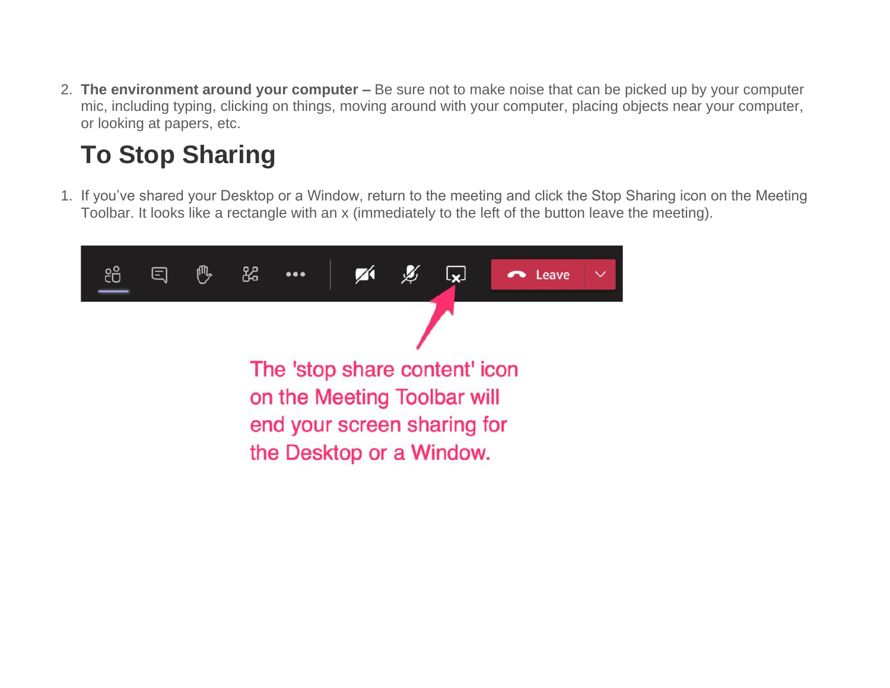2. **The environment around your computer –** Be sure not to make noise that can be picked up by your computer mic, including typing, clicking on things, moving around with your computer, placing objects near your computer, or looking at papers, etc.

## To Stop Sharing

1. If you've shared your Desktop or a Window, return to the meeting and click the Stop Sharing icon on the Meeting Toolbar. It looks like a rectangle with an x (immediately to the left of the button leave the meeting).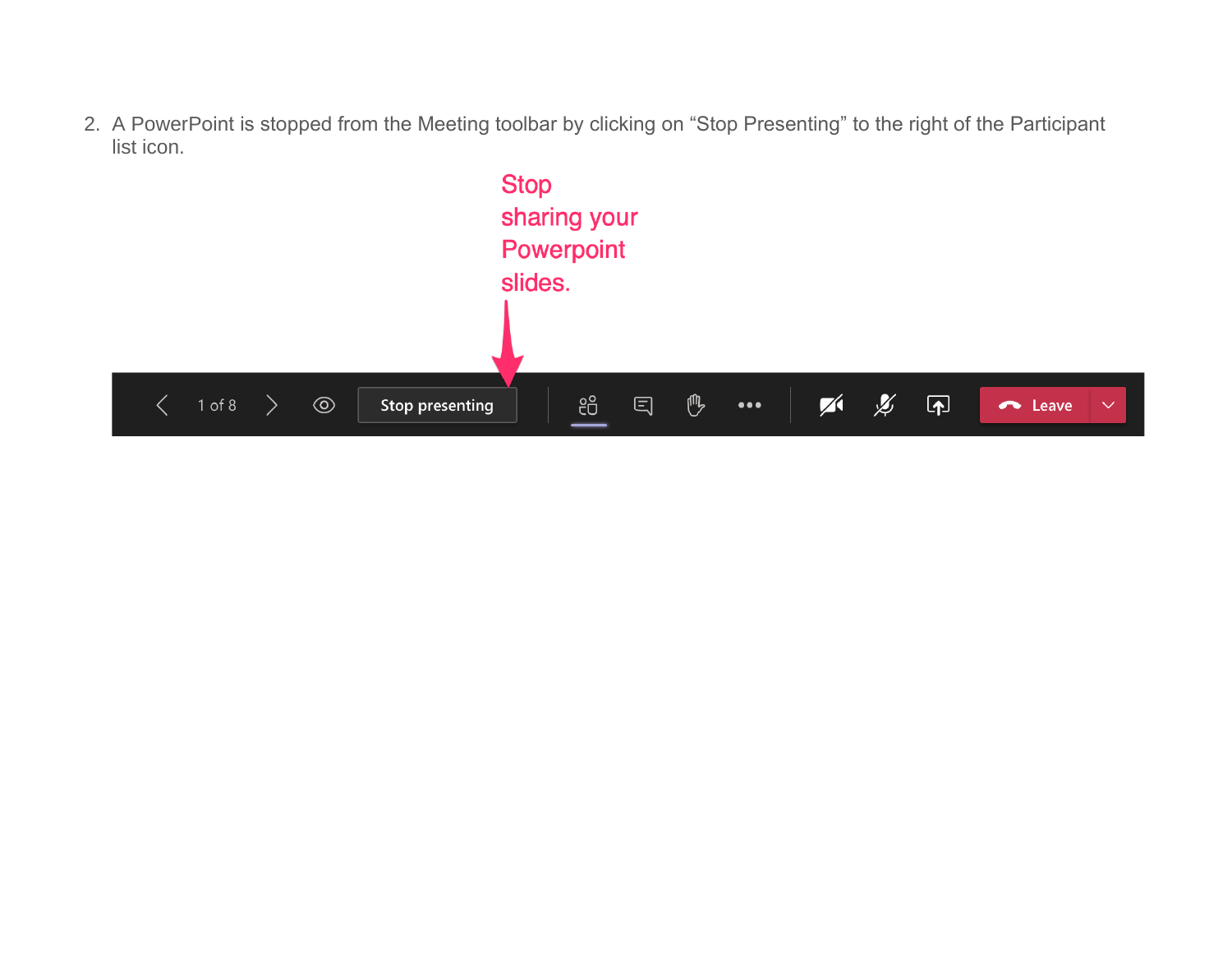2. A PowerPoint is stopped from the Meeting toolbar by clicking on “Stop Presenting” to the right of the Participant list icon.

Stop sharing your Powerpoint slides.

1 of 8

Stop presenting

Leave